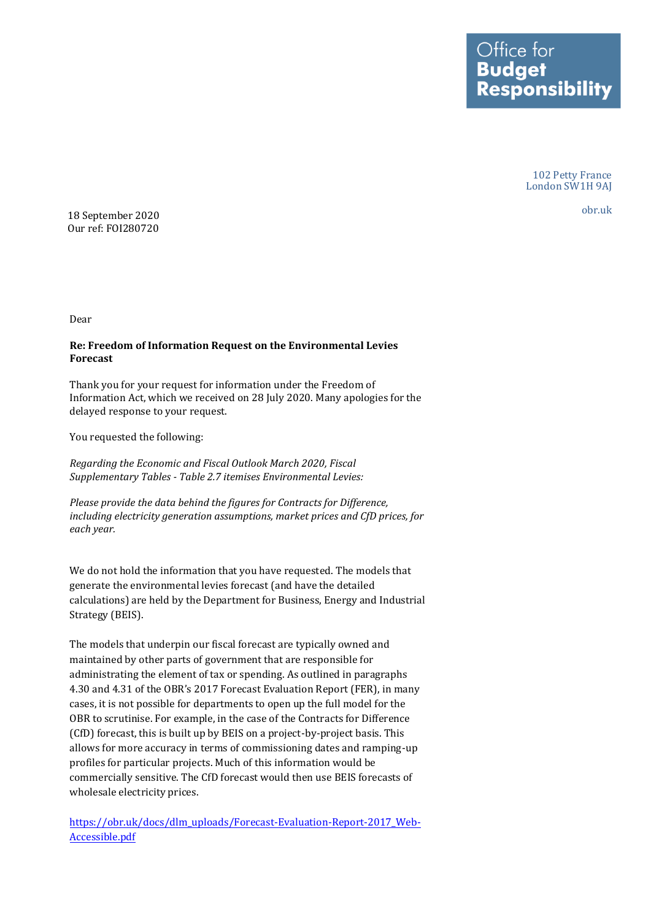Office for
**Budget**
**Responsibility**

102 Petty France
London SW1H 9AJ

obr.uk

18 September 2020
Our ref: FOI280720

Dear

**Re: Freedom of Information Request on the Environmental Levies Forecast**

Thank you for your request for information under the Freedom of Information Act, which we received on 28 July 2020. Many apologies for the delayed response to your request.

You requested the following:

*Regarding the Economic and Fiscal Outlook March 2020, Fiscal Supplementary Tables - Table 2.7 itemises Environmental Levies:*

*Please provide the data behind the figures for Contracts for Difference, including electricity generation assumptions, market prices and CfD prices, for each year.*

We do not hold the information that you have requested. The models that generate the environmental levies forecast (and have the detailed calculations) are held by the Department for Business, Energy and Industrial Strategy (BEIS).

The models that underpin our fiscal forecast are typically owned and maintained by other parts of government that are responsible for administrating the element of tax or spending. As outlined in paragraphs 4.30 and 4.31 of the OBR's 2017 Forecast Evaluation Report (FER), in many cases, it is not possible for departments to open up the full model for the OBR to scrutinise. For example, in the case of the Contracts for Difference (CfD) forecast, this is built up by BEIS on a project-by-project basis. This allows for more accuracy in terms of commissioning dates and ramping-up profiles for particular projects. Much of this information would be commercially sensitive. The CfD forecast would then use BEIS forecasts of wholesale electricity prices.

https://obr.uk/docs/dlm_uploads/Forecast-Evaluation-Report-2017_Web-Accessible.pdf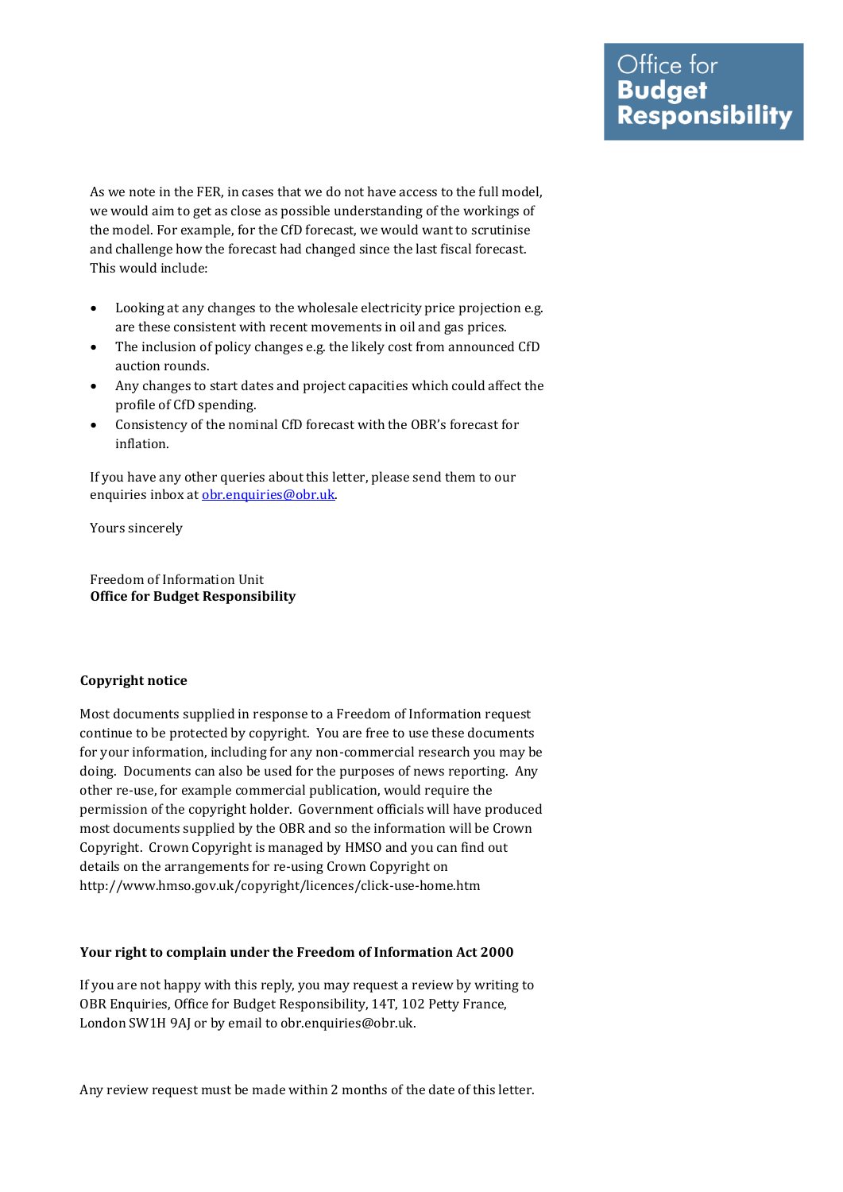As we note in the FER, in cases that we do not have access to the full model, we would aim to get as close as possible understanding of the workings of the model. For example, for the CfD forecast, we would want to scrutinise and challenge how the forecast had changed since the last fiscal forecast. This would include:

- Looking at any changes to the wholesale electricity price projection e.g. are these consistent with recent movements in oil and gas prices.
- The inclusion of policy changes e.g. the likely cost from announced CfD auction rounds.
- Any changes to start dates and project capacities which could affect the profile of CfD spending.
- Consistency of the nominal CfD forecast with the OBR's forecast for inflation.

If you have any other queries about this letter, please send them to our enquiries inbox at obr.enquiries@obr.uk.

Yours sincerely

Freedom of Information Unit
**Office for Budget Responsibility**

**Copyright notice**

Most documents supplied in response to a Freedom of Information request continue to be protected by copyright. You are free to use these documents for your information, including for any non-commercial research you may be doing. Documents can also be used for the purposes of news reporting. Any other re-use, for example commercial publication, would require the permission of the copyright holder. Government officials will have produced most documents supplied by the OBR and so the information will be Crown Copyright. Crown Copyright is managed by HMSO and you can find out details on the arrangements for re-using Crown Copyright on http://www.hmso.gov.uk/copyright/licences/click-use-home.htm

**Your right to complain under the Freedom of Information Act 2000**

If you are not happy with this reply, you may request a review by writing to OBR Enquiries, Office for Budget Responsibility, 14T, 102 Petty France, London SW1H 9AJ or by email to obr.enquiries@obr.uk.

Any review request must be made within 2 months of the date of this letter.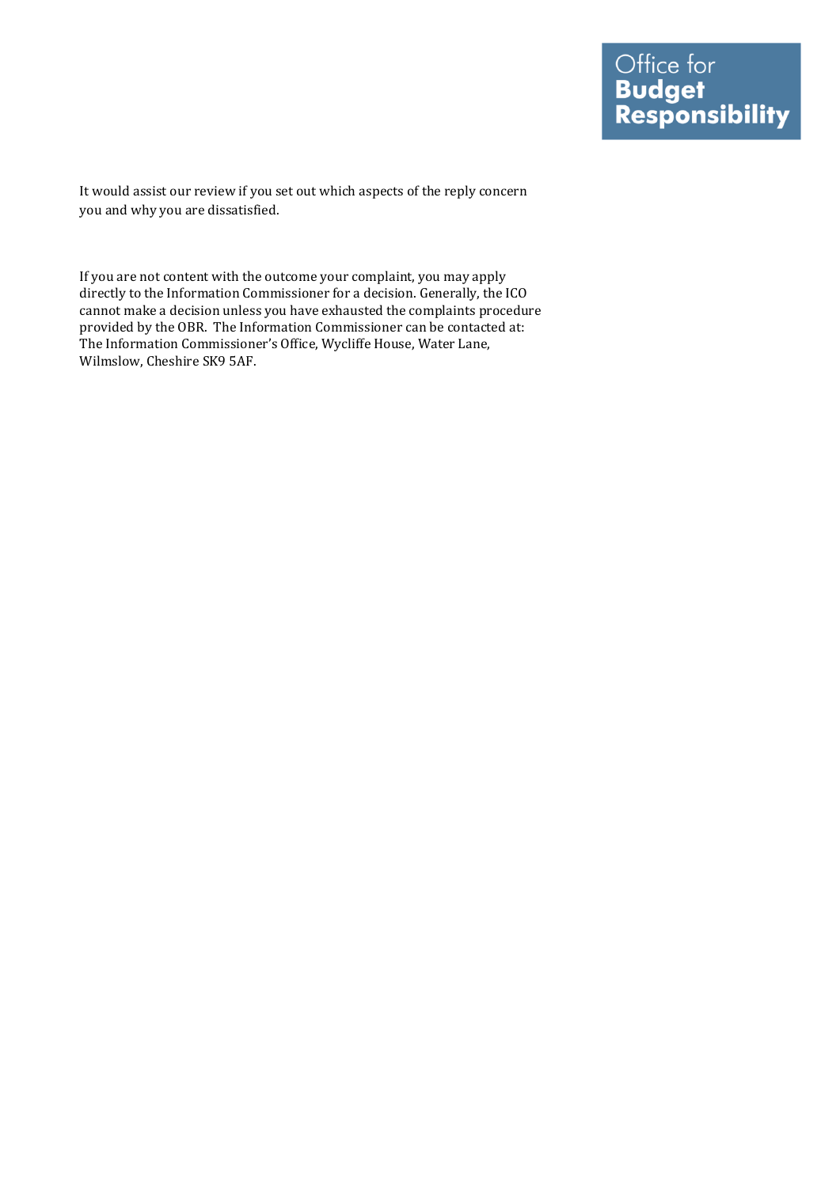It would assist our review if you set out which aspects of the reply concern you and why you are dissatisfied.

If you are not content with the outcome your complaint, you may apply directly to the Information Commissioner for a decision. Generally, the ICO cannot make a decision unless you have exhausted the complaints procedure provided by the OBR. The Information Commissioner can be contacted at: The Information Commissioner's Office, Wycliffe House, Water Lane, Wilmslow, Cheshire SK9 5AF.